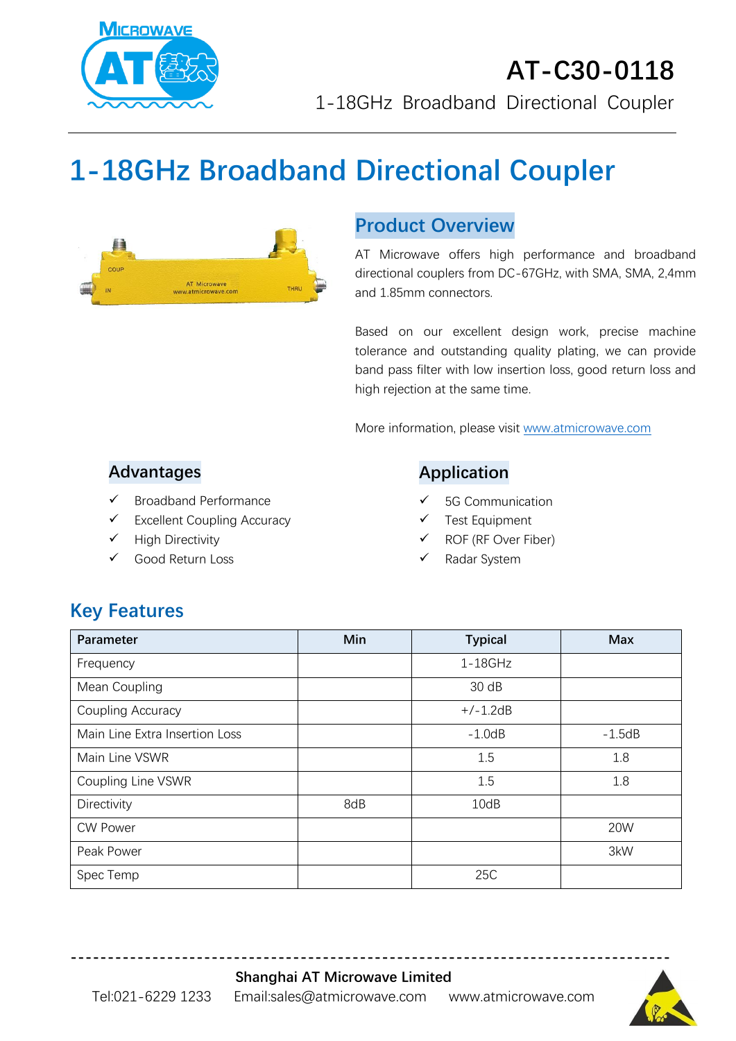# AT-C30-0118

1-18GHz Broadband Directional Coupler

# 1-18GHz Broadband Directional Coupler

## Product Overview

AT Microwave offers high performance and broadband directional couplers from DC-67GHz, with SMA, SMA, 2,4mm and 1.85mm connectors.

Based on our excellent design work, precise machine tolerance and outstanding quality plating, we can provide band pass filter with low insertion loss, good return loss and high rejection at the same time.

More information, please visit www.atmicrowave.com

## Advantages

- ✓ Broadband Performance
- ✓ Excellent Coupling Accuracy
- ✓ High Directivity
- ✓ Good Return Loss

## Application

- ✓ 5G Communication
- ✓ Test Equipment
- ✓ ROF (RF Over Fiber)
- ✓ Radar System

## Key Features

| Parameter | Min | Typical | Max |
|---|---|---|---|
| Frequency | | 1-18GHz | |
| Mean Coupling | | 30 dB | |
| Coupling Accuracy | | +/-1.2dB | |
| Main Line Extra Insertion Loss | | -1.0dB | -1.5dB |
| Main Line VSWR | | 1.5 | 1.8 |
| Coupling Line VSWR | | 1.5 | 1.8 |
| Directivity | 8dB | 10dB | |
| CW Power | | | 20W |
| Peak Power | | | 3kW |
| Spec Temp | | 25C | |

**Shanghai AT Microwave Limited**

Tel:021-6229 1233 Email:sales@atmicrowave.com www.atmicrowave.com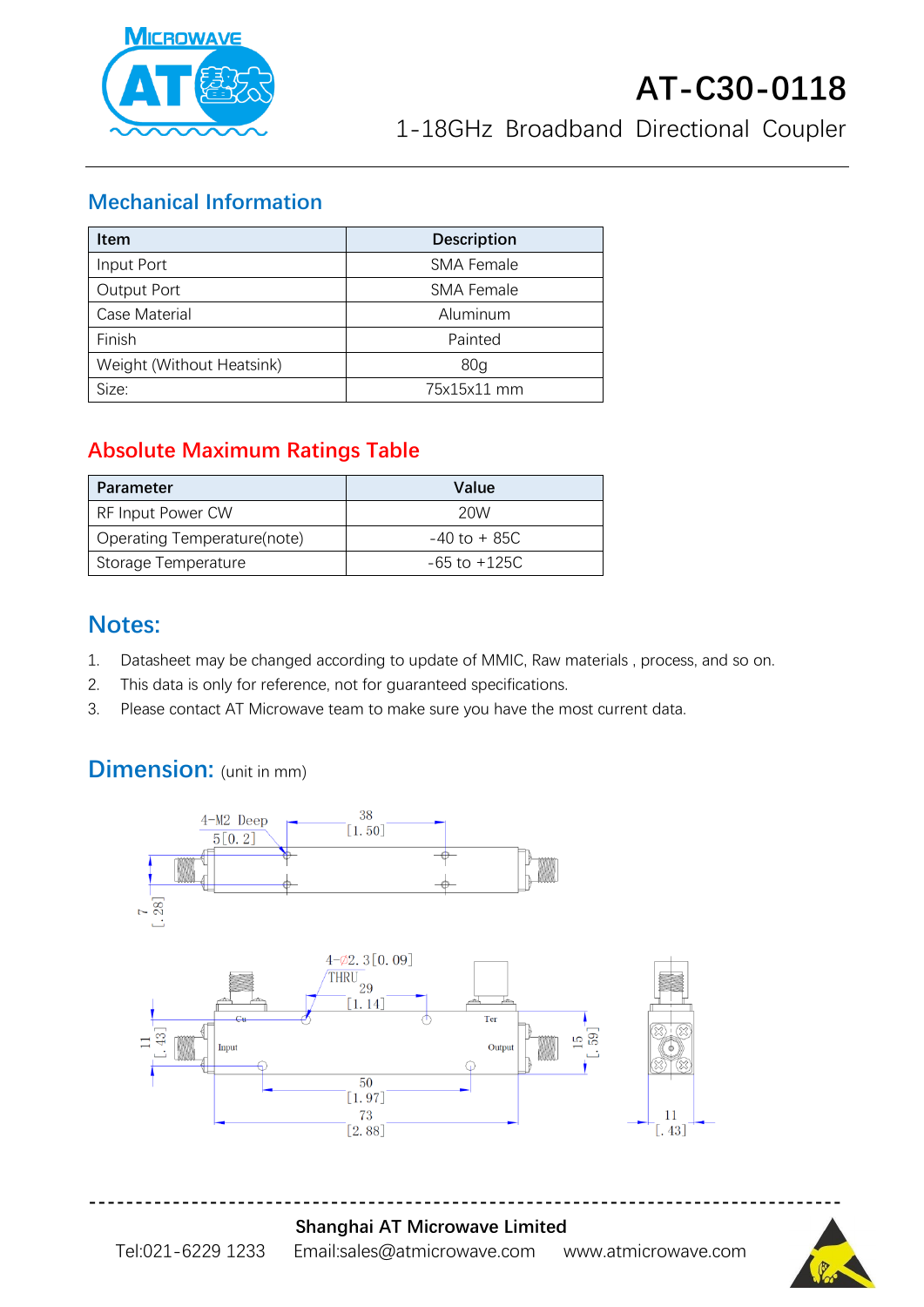# AT-C30-0118

1-18GHz Broadband Directional Coupler

## Mechanical Information

| Item | Description |
|---|---|
| Input Port | SMA Female |
| Output Port | SMA Female |
| Case Material | Aluminum |
| Finish | Painted |
| Weight (Without Heatsink) | 80g |
| Size: | 75x15x11 mm |

## Absolute Maximum Ratings Table

| Parameter | Value |
|---|---|
| RF Input Power CW | 20W |
| Operating Temperature(note) | -40 to + 85C |
| Storage Temperature | -65 to +125C |

## Notes:

1. Datasheet may be changed according to update of MMIC, Raw materials , process, and so on.
2. This data is only for reference, not for guaranteed specifications.
3. Please contact AT Microwave team to make sure you have the most current data.

## Dimension: (unit in mm)

4-M2 Deep
5[0.2]
38
[1.50]
7
[.28]
4-Ø2.3[0.09]
THRU
29
[1.14]
Cu
Ter
Input
Output
11
[.43]
15
[.59]
50
[1.97]
73
[2.88]
11
[.43]

**Shanghai AT Microwave Limited**

Tel:021-6229 1233 Email:sales@atmicrowave.com www.atmicrowave.com